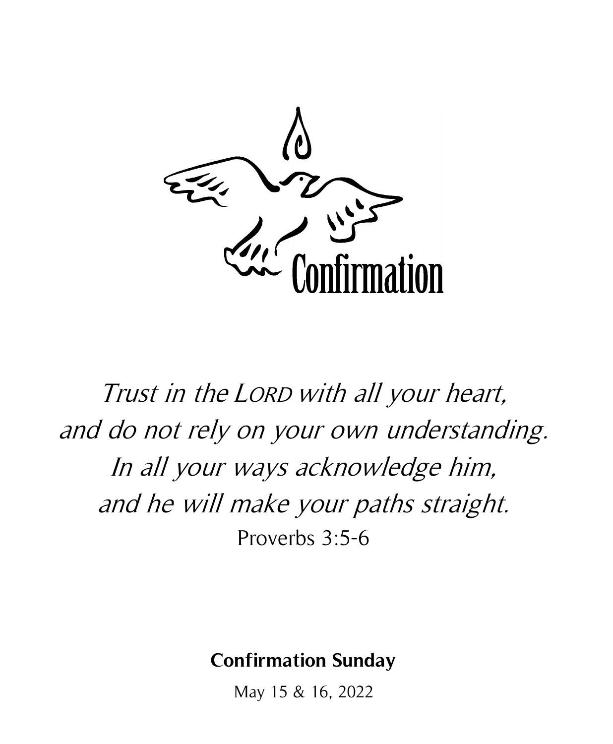Confirmation

*Trust in the LORD with all your heart,*
*and do not rely on your own understanding.*
*In all your ways acknowledge him,*
*and he will make your paths straight.*
Proverbs 3:5-6

**Confirmation Sunday**

May 15 & 16, 2022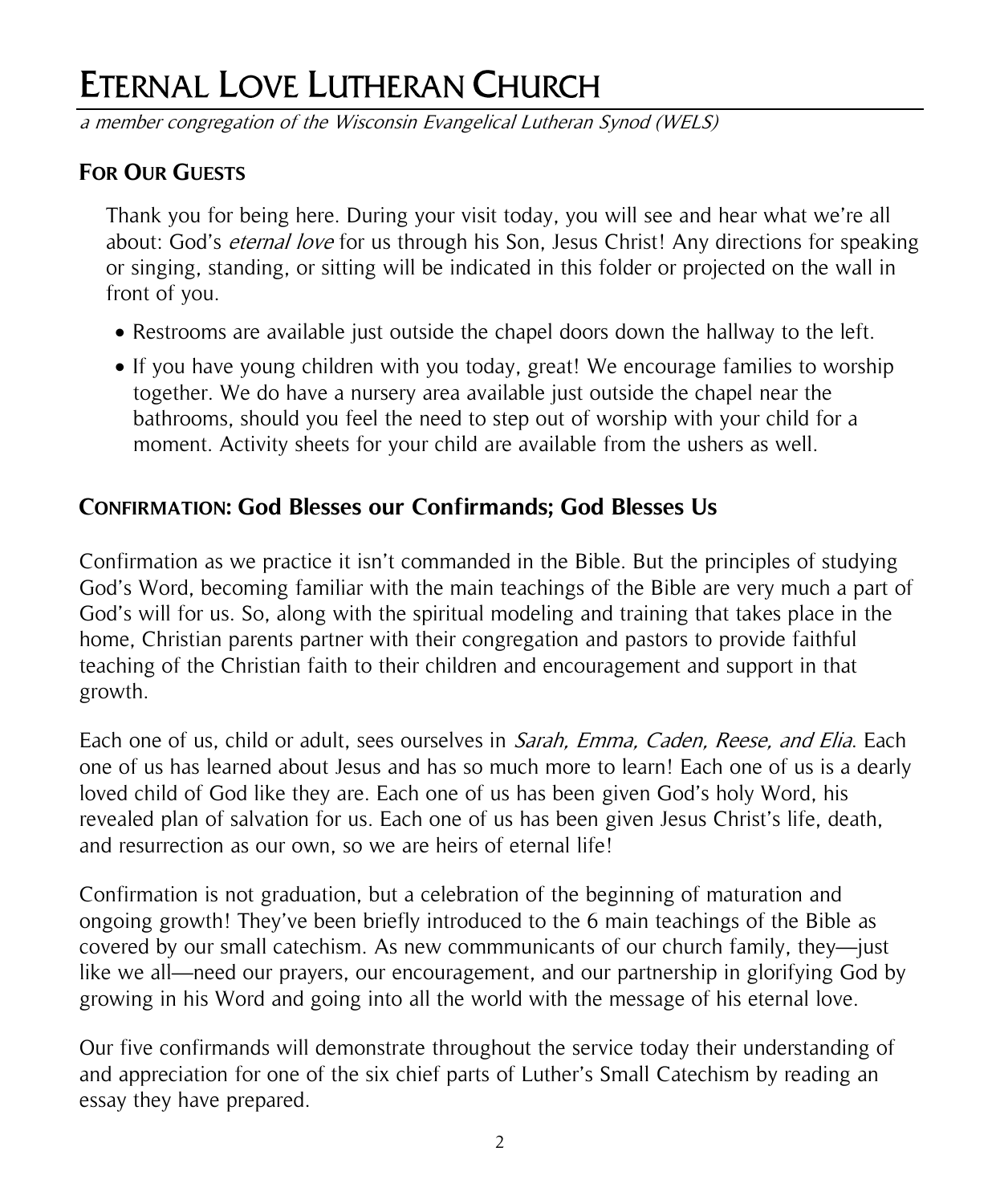# Eternal Love Lutheran Church

*a member congregation of the Wisconsin Evangelical Lutheran Synod (WELS)*

## For Our Guests

Thank you for being here. During your visit today, you will see and hear what we're all about: God's *eternal love* for us through his Son, Jesus Christ! Any directions for speaking or singing, standing, or sitting will be indicated in this folder or projected on the wall in front of you.

- Restrooms are available just outside the chapel doors down the hallway to the left.
- If you have young children with you today, great! We encourage families to worship together. We do have a nursery area available just outside the chapel near the bathrooms, should you feel the need to step out of worship with your child for a moment. Activity sheets for your child are available from the ushers as well.

## Confirmation: God Blesses our Confirmands; God Blesses Us

Confirmation as we practice it isn't commanded in the Bible. But the principles of studying God's Word, becoming familiar with the main teachings of the Bible are very much a part of God's will for us. So, along with the spiritual modeling and training that takes place in the home, Christian parents partner with their congregation and pastors to provide faithful teaching of the Christian faith to their children and encouragement and support in that growth.

Each one of us, child or adult, sees ourselves in *Sarah, Emma, Caden, Reese, and Elia*. Each one of us has learned about Jesus and has so much more to learn! Each one of us is a dearly loved child of God like they are. Each one of us has been given God's holy Word, his revealed plan of salvation for us. Each one of us has been given Jesus Christ's life, death, and resurrection as our own, so we are heirs of eternal life!

Confirmation is not graduation, but a celebration of the beginning of maturation and ongoing growth! They've been briefly introduced to the 6 main teachings of the Bible as covered by our small catechism. As new commmunicants of our church family, they—just like we all—need our prayers, our encouragement, and our partnership in glorifying God by growing in his Word and going into all the world with the message of his eternal love.

Our five confirmands will demonstrate throughout the service today their understanding of and appreciation for one of the six chief parts of Luther's Small Catechism by reading an essay they have prepared.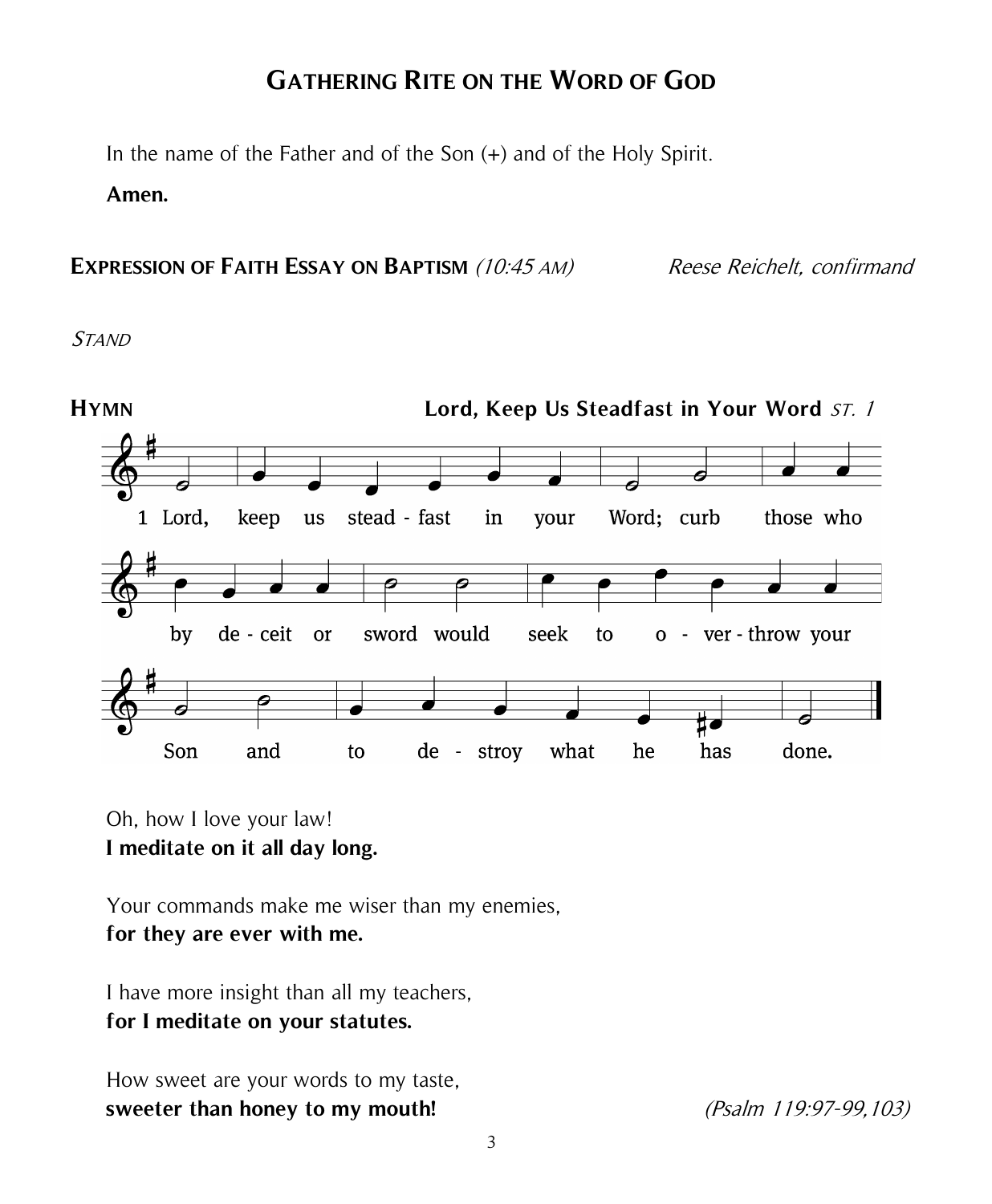# GATHERING RITE ON THE WORD OF GOD

In the name of the Father and of the Son (+) and of the Holy Spirit.

**Amen.**

**EXPRESSION OF FAITH ESSAY ON BAPTISM** *(10:45 AM)* *Reese Reichelt, confirmand*

*STAND*

**HYMN** **Lord, Keep Us Steadfast in Your Word** *ST. 1*

1 Lord, keep us steadfast in your Word; curb those who by deceit or sword would seek to overthrow your Son and to destroy what he has done.

Oh, how I love your law!
**I meditate on it all day long.**

Your commands make me wiser than my enemies,
**for they are ever with me.**

I have more insight than all my teachers,
**for I meditate on your statutes.**

How sweet are your words to my taste,
**sweeter than honey to my mouth!** *(Psalm 119:97-99,103)*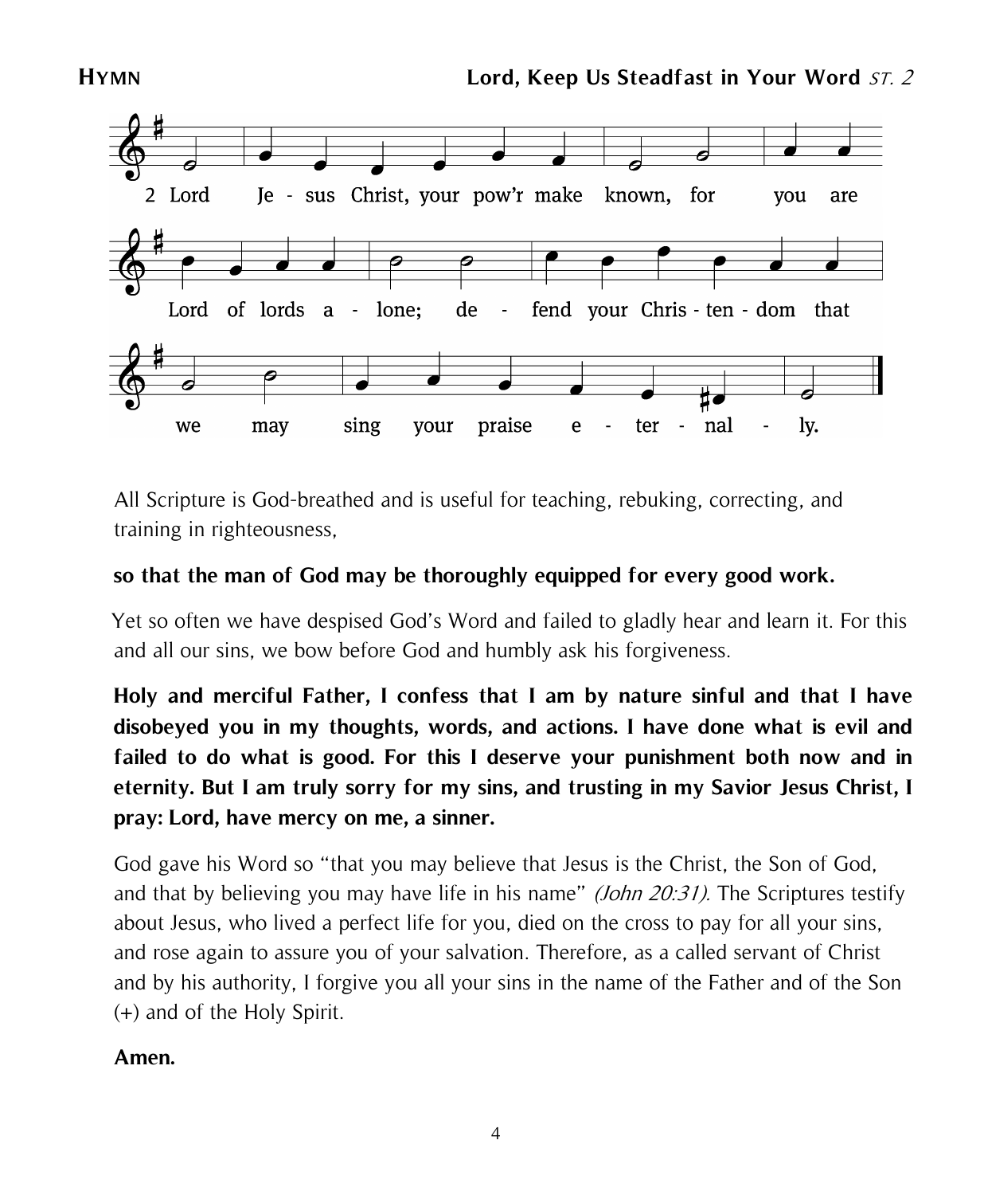**HYMN** **Lord, Keep Us Steadfast in Your Word** *ST. 2*

2 Lord Jesus Christ, your pow'r make known, for you are Lord of lords alone; defend your Christendom that we may sing your praise eternally.

All Scripture is God-breathed and is useful for teaching, rebuking, correcting, and training in righteousness,

**so that the man of God may be thoroughly equipped for every good work.**

Yet so often we have despised God's Word and failed to gladly hear and learn it. For this and all our sins, we bow before God and humbly ask his forgiveness.

**Holy and merciful Father, I confess that I am by nature sinful and that I have disobeyed you in my thoughts, words, and actions. I have done what is evil and failed to do what is good. For this I deserve your punishment both now and in eternity. But I am truly sorry for my sins, and trusting in my Savior Jesus Christ, I pray: Lord, have mercy on me, a sinner.**

God gave his Word so "that you may believe that Jesus is the Christ, the Son of God, and that by believing you may have life in his name" *(John 20:31).* The Scriptures testify about Jesus, who lived a perfect life for you, died on the cross to pay for all your sins, and rose again to assure you of your salvation. Therefore, as a called servant of Christ and by his authority, I forgive you all your sins in the name of the Father and of the Son (+) and of the Holy Spirit.

**Amen.**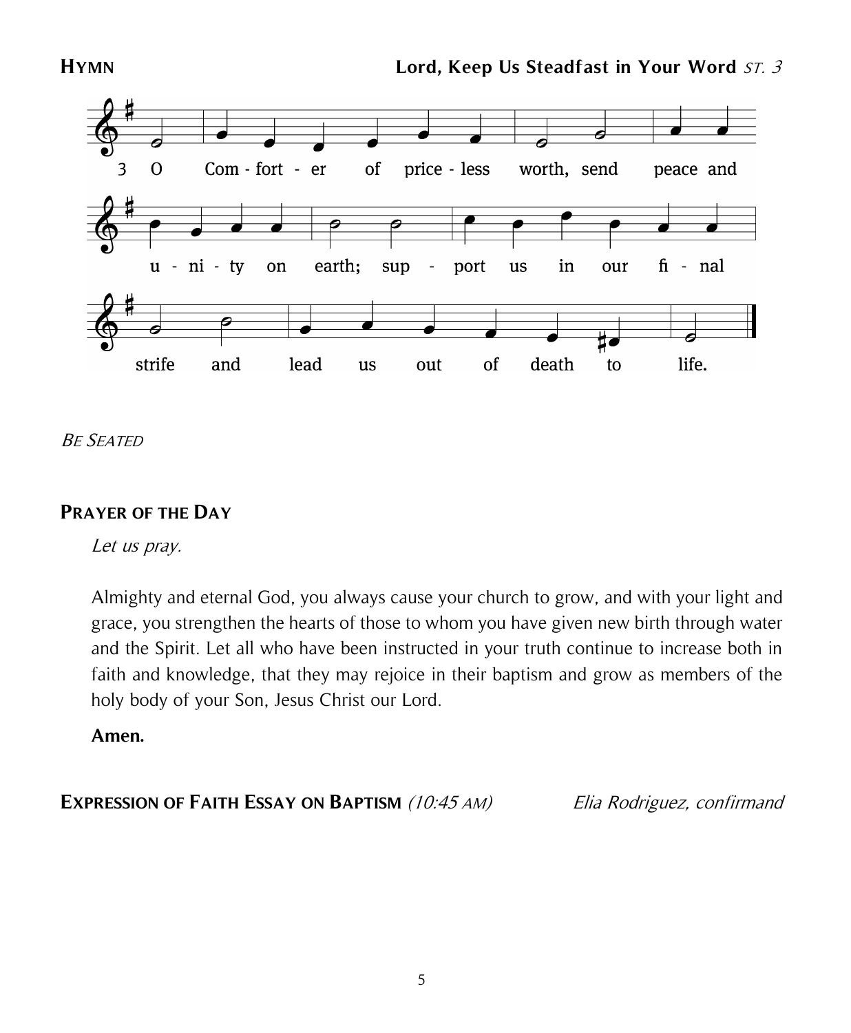**HYMN** **Lord, Keep Us Steadfast in Your Word** *ST. 3*

3 O Com - fort - er of price - less worth, send peace and
u - ni - ty on earth; sup - port us in our fi - nal
strife and lead us out of death to life.

*BE SEATED*

## PRAYER OF THE DAY

*Let us pray.*

Almighty and eternal God, you always cause your church to grow, and with your light and grace, you strengthen the hearts of those to whom you have given new birth through water and the Spirit. Let all who have been instructed in your truth continue to increase both in faith and knowledge, that they may rejoice in their baptism and grow as members of the holy body of your Son, Jesus Christ our Lord.

**Amen.**

**EXPRESSION OF FAITH ESSAY ON BAPTISM** *(10:45 AM)* *Elia Rodriguez, confirmand*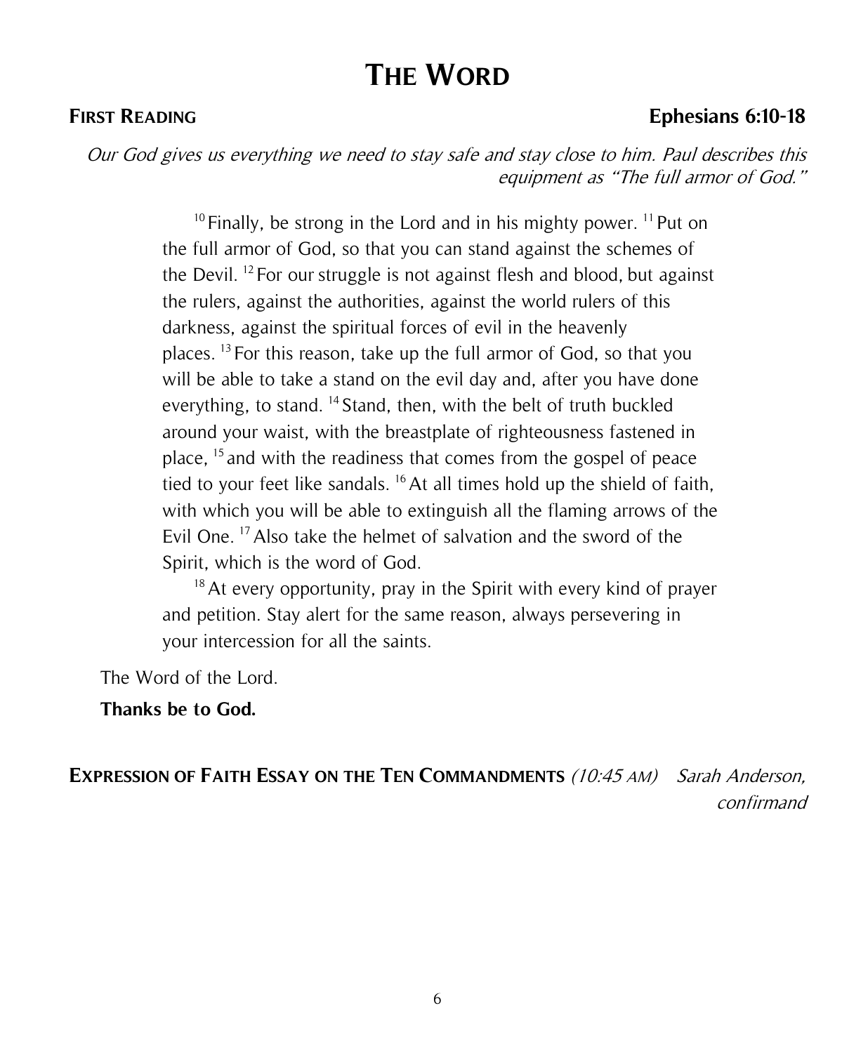# THE WORD

**FIRST READING** **Ephesians 6:10-18**

*Our God gives us everything we need to stay safe and stay close to him. Paul describes this equipment as "The full armor of God."*

[10] Finally, be strong in the Lord and in his mighty power. [11] Put on the full armor of God, so that you can stand against the schemes of the Devil. [12] For our struggle is not against flesh and blood, but against the rulers, against the authorities, against the world rulers of this darkness, against the spiritual forces of evil in the heavenly places. [13] For this reason, take up the full armor of God, so that you will be able to take a stand on the evil day and, after you have done everything, to stand. [14] Stand, then, with the belt of truth buckled around your waist, with the breastplate of righteousness fastened in place, [15] and with the readiness that comes from the gospel of peace tied to your feet like sandals. [16] At all times hold up the shield of faith, with which you will be able to extinguish all the flaming arrows of the Evil One. [17] Also take the helmet of salvation and the sword of the Spirit, which is the word of God.

[18] At every opportunity, pray in the Spirit with every kind of prayer and petition. Stay alert for the same reason, always persevering in your intercession for all the saints.

The Word of the Lord.

**Thanks be to God.**

**EXPRESSION OF FAITH ESSAY ON THE TEN COMMANDMENTS** *(10:45 AM)* *Sarah Anderson, confirmand*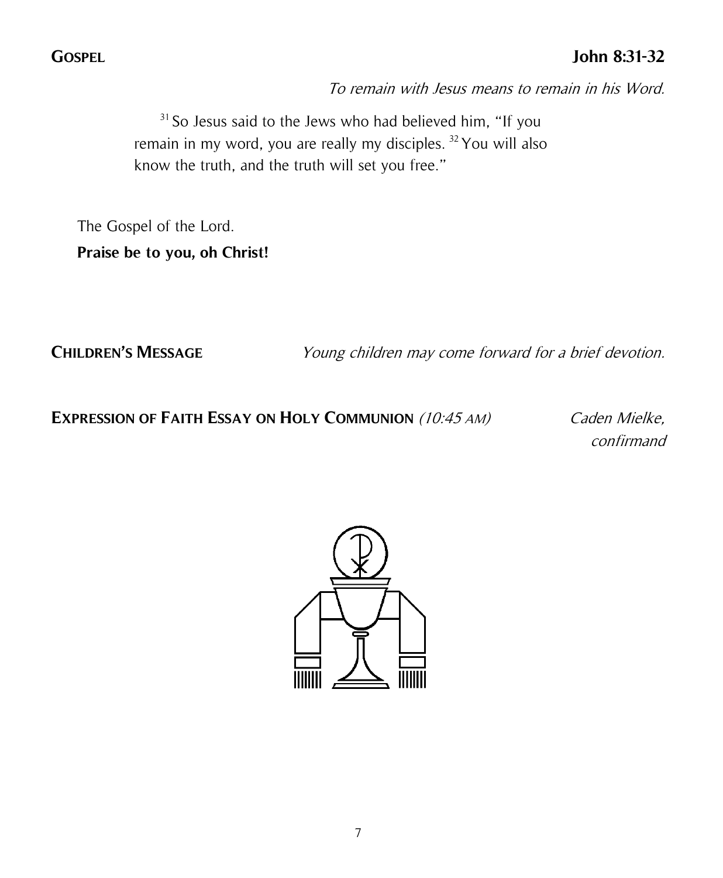**GOSPEL** **John 8:31-32**

*To remain with Jesus means to remain in his Word.*

[31] So Jesus said to the Jews who had believed him, "If you remain in my word, you are really my disciples. [32] You will also know the truth, and the truth will set you free."

The Gospel of the Lord.

**Praise be to you, oh Christ!**

**CHILDREN'S MESSAGE** *Young children may come forward for a brief devotion.*

**EXPRESSION OF FAITH ESSAY ON HOLY COMMUNION** *(10:45 AM)* *Caden Mielke, confirmand*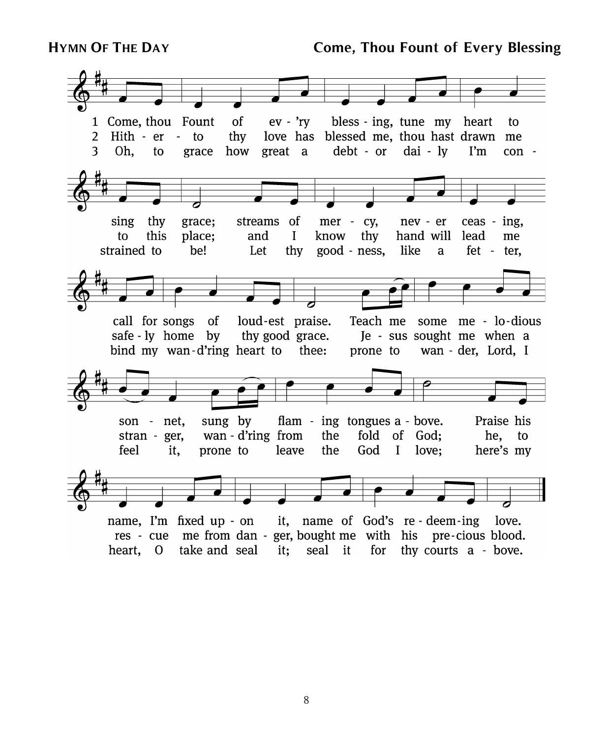**HYMN OF THE DAY** **Come, Thou Fount of Every Blessing**

1 Come, thou Fount of ev-'ry bless-ing, tune my heart to sing thy grace; streams of mer-cy, nev-er ceas-ing, call for songs of loud-est praise. Teach me some me-lo-dious son-net, sung by flam-ing tongues a-bove. Praise his name, I'm fixed up-on it, name of God's re-deem-ing love.

2 Hith-er-to thy love has blessed me, thou hast drawn me to this place; and I know thy hand will lead me safe-ly home by thy good grace. Je-sus sought me when a stran-ger, wan-d'ring from the fold of God; he, to res-cue me from dan-ger, bought me with his pre-cious blood.

3 Oh, to grace how great a debt-or dai-ly I'm con-strained to be! Let thy good-ness, like a fet-ter, bind my wan-d'ring heart to thee: prone to wan-der, Lord, I feel it, prone to leave the God I love; here's my heart, O take and seal it; seal it for thy courts a-bove.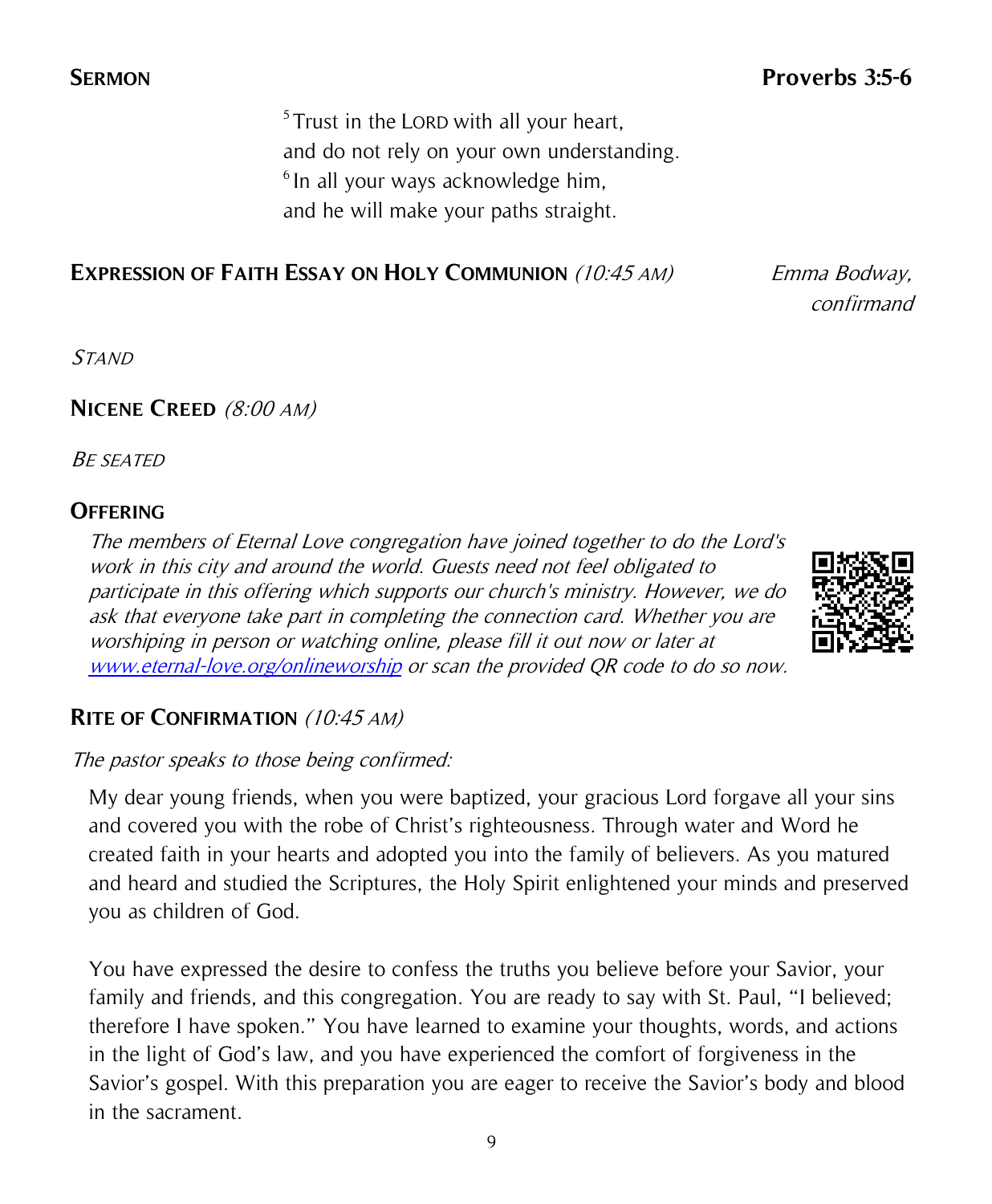**SERMON** **Proverbs 3:5-6**

[5] Trust in the LORD with all your heart,
and do not rely on your own understanding.
[6] In all your ways acknowledge him,
and he will make your paths straight.

**EXPRESSION OF FAITH ESSAY ON HOLY COMMUNION** *(10:45 AM)* *Emma Bodway, confirmand*

*STAND*

**NICENE CREED** *(8:00 AM)*

*BE SEATED*

**OFFERING**

*The members of Eternal Love congregation have joined together to do the Lord's work in this city and around the world. Guests need not feel obligated to participate in this offering which supports our church's ministry. However, we do ask that everyone take part in completing the connection card. Whether you are worshiping in person or watching online, please fill it out now or later at [www.eternal-love.org/onlineworship](http://www.eternal-love.org/onlineworship) or scan the provided QR code to do so now.*

**RITE OF CONFIRMATION** *(10:45 AM)*

*The pastor speaks to those being confirmed:*

My dear young friends, when you were baptized, your gracious Lord forgave all your sins and covered you with the robe of Christ's righteousness. Through water and Word he created faith in your hearts and adopted you into the family of believers. As you matured and heard and studied the Scriptures, the Holy Spirit enlightened your minds and preserved you as children of God.

You have expressed the desire to confess the truths you believe before your Savior, your family and friends, and this congregation. You are ready to say with St. Paul, "I believed; therefore I have spoken." You have learned to examine your thoughts, words, and actions in the light of God's law, and you have experienced the comfort of forgiveness in the Savior's gospel. With this preparation you are eager to receive the Savior's body and blood in the sacrament.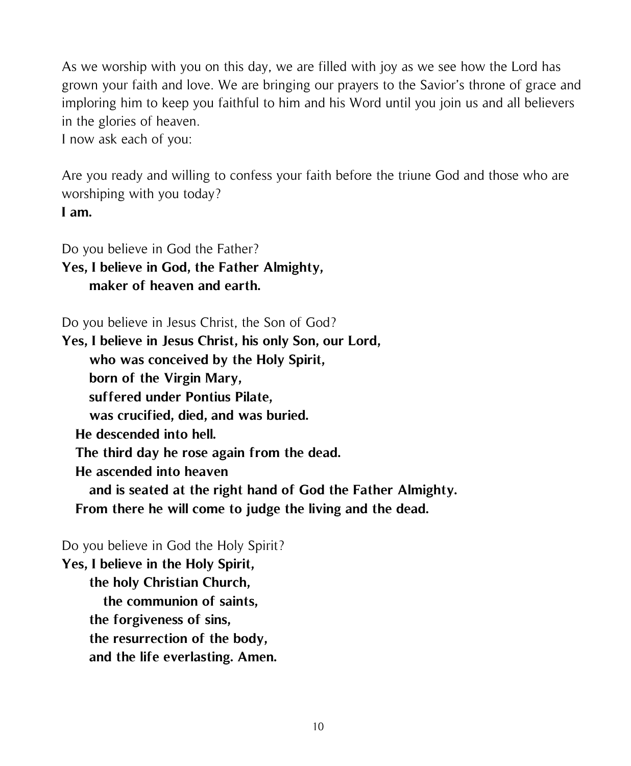As we worship with you on this day, we are filled with joy as we see how the Lord has grown your faith and love. We are bringing our prayers to the Savior's throne of grace and imploring him to keep you faithful to him and his Word until you join us and all believers in the glories of heaven.
I now ask each of you:

Are you ready and willing to confess your faith before the triune God and those who are worshiping with you today?
**I am.**

Do you believe in God the Father?
**Yes, I believe in God, the Father Almighty,**
**maker of heaven and earth.**

Do you believe in Jesus Christ, the Son of God?
**Yes, I believe in Jesus Christ, his only Son, our Lord,**
**who was conceived by the Holy Spirit,**
**born of the Virgin Mary,**
**suffered under Pontius Pilate,**
**was crucified, died, and was buried.**
**He descended into hell.**
**The third day he rose again from the dead.**
**He ascended into heaven**
**and is seated at the right hand of God the Father Almighty.**
**From there he will come to judge the living and the dead.**

Do you believe in God the Holy Spirit?
**Yes, I believe in the Holy Spirit,**
**the holy Christian Church,**
**the communion of saints,**
**the forgiveness of sins,**
**the resurrection of the body,**
**and the life everlasting. Amen.**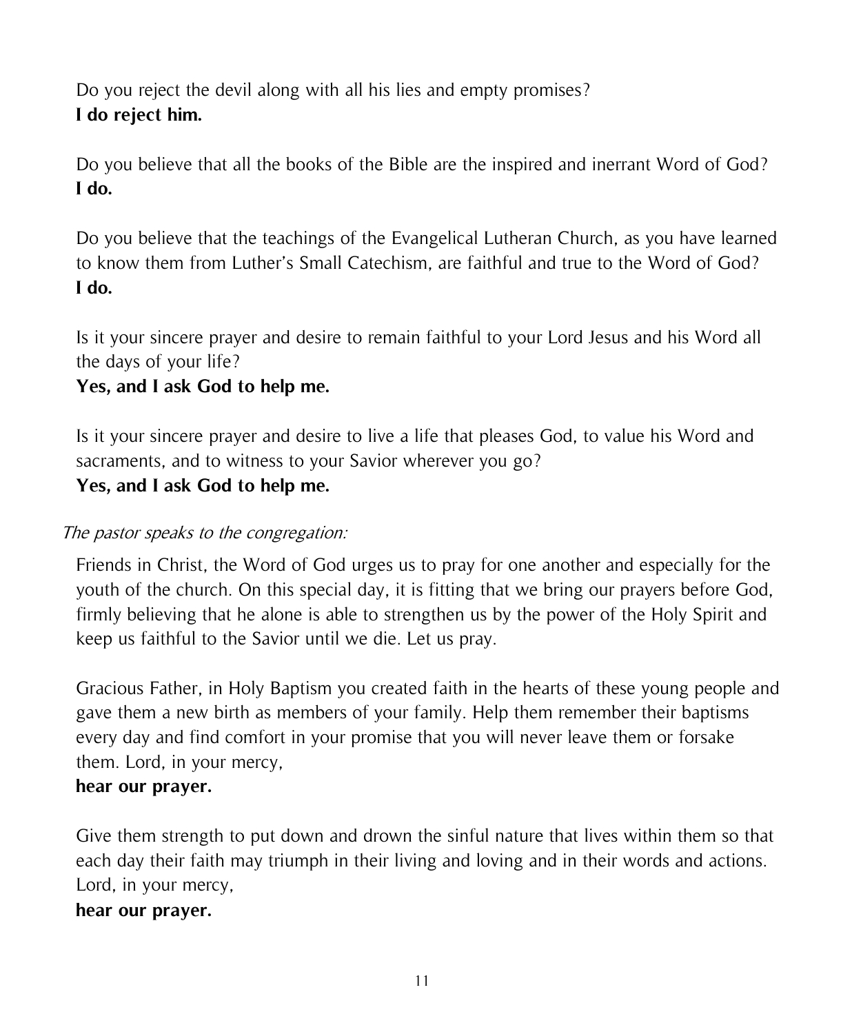Do you reject the devil along with all his lies and empty promises?
**I do reject him.**

Do you believe that all the books of the Bible are the inspired and inerrant Word of God?
**I do.**

Do you believe that the teachings of the Evangelical Lutheran Church, as you have learned to know them from Luther's Small Catechism, are faithful and true to the Word of God?
**I do.**

Is it your sincere prayer and desire to remain faithful to your Lord Jesus and his Word all the days of your life?
**Yes, and I ask God to help me.**

Is it your sincere prayer and desire to live a life that pleases God, to value his Word and sacraments, and to witness to your Savior wherever you go?
**Yes, and I ask God to help me.**

*The pastor speaks to the congregation:*

Friends in Christ, the Word of God urges us to pray for one another and especially for the youth of the church. On this special day, it is fitting that we bring our prayers before God, firmly believing that he alone is able to strengthen us by the power of the Holy Spirit and keep us faithful to the Savior until we die. Let us pray.

Gracious Father, in Holy Baptism you created faith in the hearts of these young people and gave them a new birth as members of your family. Help them remember their baptisms every day and find comfort in your promise that you will never leave them or forsake them. Lord, in your mercy,
**hear our prayer.**

Give them strength to put down and drown the sinful nature that lives within them so that each day their faith may triumph in their living and loving and in their words and actions. Lord, in your mercy,
**hear our prayer.**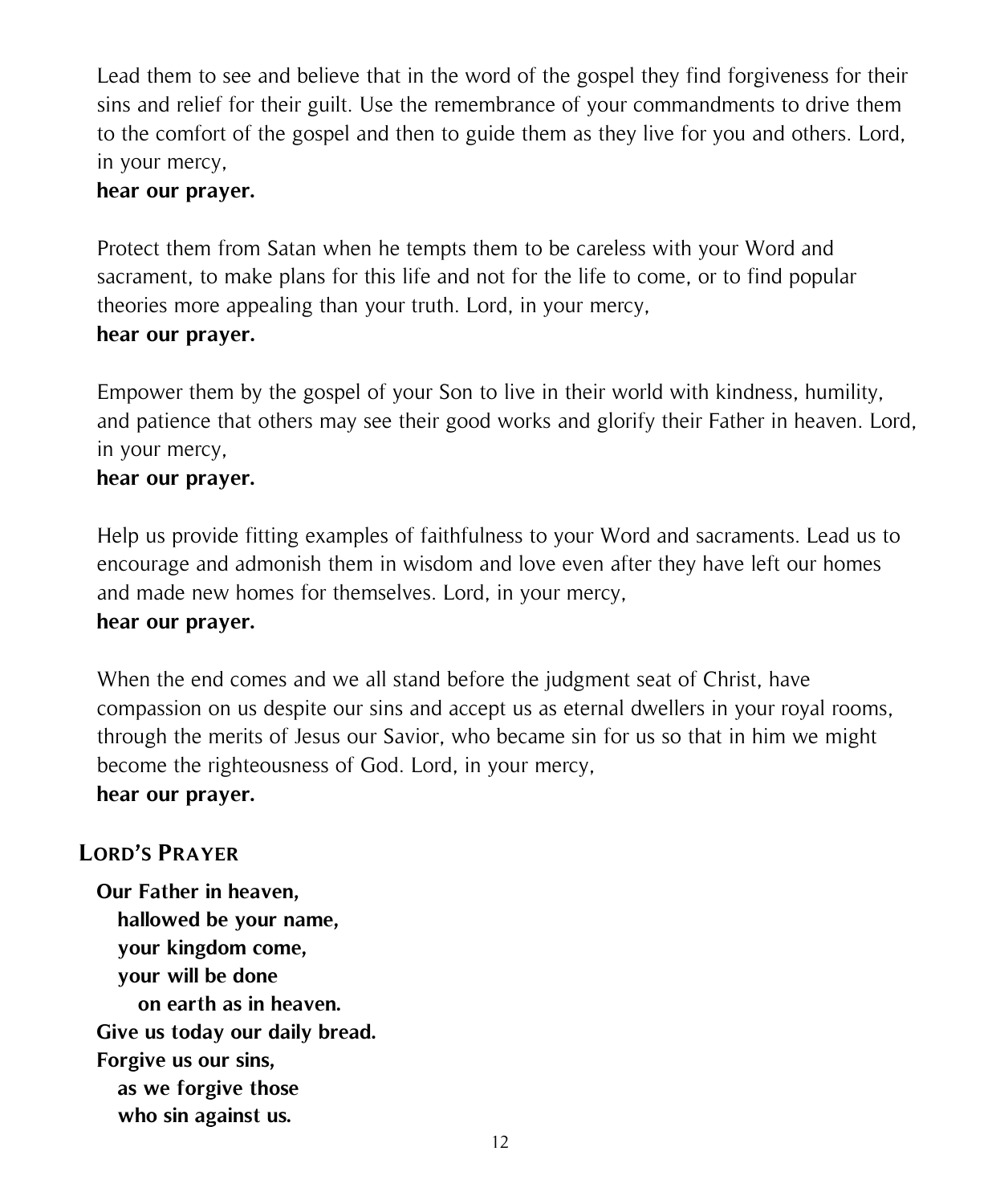Lead them to see and believe that in the word of the gospel they find forgiveness for their sins and relief for their guilt. Use the remembrance of your commandments to drive them to the comfort of the gospel and then to guide them as they live for you and others. Lord, in your mercy,
**hear our prayer.**

Protect them from Satan when he tempts them to be careless with your Word and sacrament, to make plans for this life and not for the life to come, or to find popular theories more appealing than your truth. Lord, in your mercy,
**hear our prayer.**

Empower them by the gospel of your Son to live in their world with kindness, humility, and patience that others may see their good works and glorify their Father in heaven. Lord, in your mercy,
**hear our prayer.**

Help us provide fitting examples of faithfulness to your Word and sacraments. Lead us to encourage and admonish them in wisdom and love even after they have left our homes and made new homes for themselves. Lord, in your mercy,
**hear our prayer.**

When the end comes and we all stand before the judgment seat of Christ, have compassion on us despite our sins and accept us as eternal dwellers in your royal rooms, through the merits of Jesus our Savior, who became sin for us so that in him we might become the righteousness of God. Lord, in your mercy,
**hear our prayer.**

## LORD'S PRAYER

**Our Father in heaven,**
**hallowed be your name,**
**your kingdom come,**
**your will be done**
**on earth as in heaven.**
**Give us today our daily bread.**
**Forgive us our sins,**
**as we forgive those**
**who sin against us.**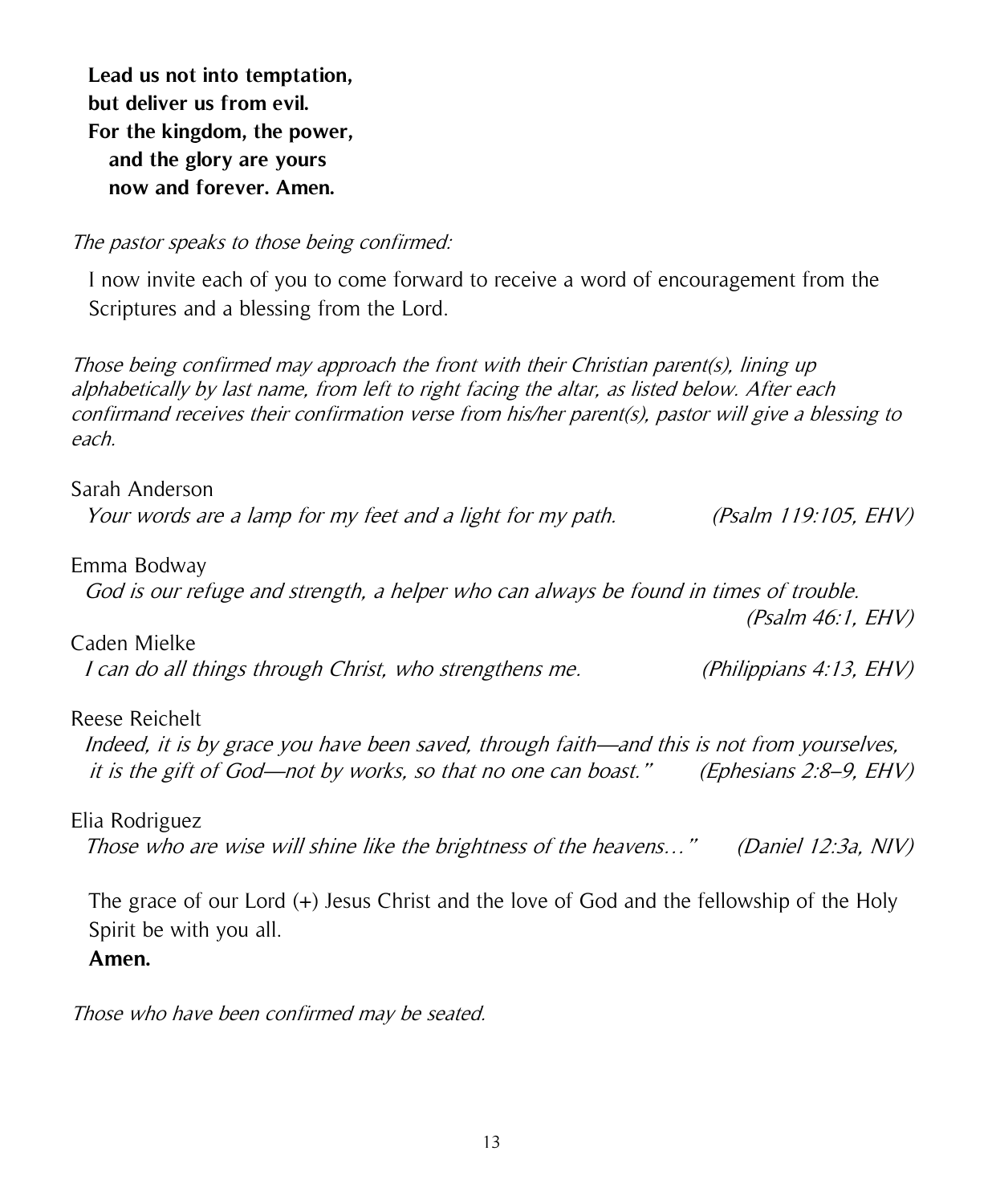**Lead us not into temptation,**
**but deliver us from evil.**
**For the kingdom, the power,**
**and the glory are yours**
**now and forever. Amen.**

*The pastor speaks to those being confirmed:*

I now invite each of you to come forward to receive a word of encouragement from the Scriptures and a blessing from the Lord.

*Those being confirmed may approach the front with their Christian parent(s), lining up alphabetically by last name, from left to right facing the altar, as listed below. After each confirmand receives their confirmation verse from his/her parent(s), pastor will give a blessing to each.*

Sarah Anderson
*Your words are a lamp for my feet and a light for my path.* *(Psalm 119:105, EHV)*

Emma Bodway
*God is our refuge and strength, a helper who can always be found in times of trouble.* *(Psalm 46:1, EHV)*

Caden Mielke
*I can do all things through Christ, who strengthens me.* *(Philippians 4:13, EHV)*

Reese Reichelt
*Indeed, it is by grace you have been saved, through faith—and this is not from yourselves, it is the gift of God—not by works, so that no one can boast."* *(Ephesians 2:8–9, EHV)*

Elia Rodriguez
*Those who are wise will shine like the brightness of the heavens…"* *(Daniel 12:3a, NIV)*

The grace of our Lord (+) Jesus Christ and the love of God and the fellowship of the Holy Spirit be with you all.
**Amen.**

*Those who have been confirmed may be seated.*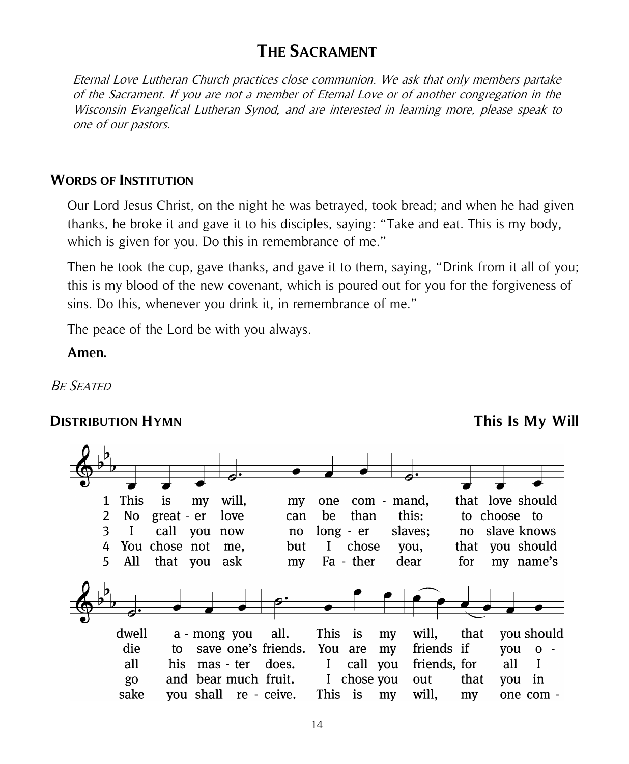## THE SACRAMENT

*Eternal Love Lutheran Church practices close communion. We ask that only members partake of the Sacrament. If you are not a member of Eternal Love or of another congregation in the Wisconsin Evangelical Lutheran Synod, and are interested in learning more, please speak to one of our pastors.*

### WORDS OF INSTITUTION

Our Lord Jesus Christ, on the night he was betrayed, took bread; and when he had given thanks, he broke it and gave it to his disciples, saying: "Take and eat. This is my body, which is given for you. Do this in remembrance of me."

Then he took the cup, gave thanks, and gave it to them, saying, "Drink from it all of you; this is my blood of the new covenant, which is poured out for you for the forgiveness of sins. Do this, whenever you drink it, in remembrance of me."

The peace of the Lord be with you always.

**Amen.**

*BE SEATED*

### DISTRIBUTION HYMN — This Is My Will

1 This is my will, my one com - mand, that love should dwell a - mong you all. This is my will, that you should

2 No great - er love can be than this: to choose to die to save one's friends. You are my friends if you o -

3 I call you now no long - er slaves; no slave knows all his mas - ter does. I call you friends, for all I

4 You chose not me, but I chose you, that you should go and bear much fruit. I chose you out that you in

5 All that you ask my Fa - ther dear for my name's sake you shall re - ceive. This is my will, my one com -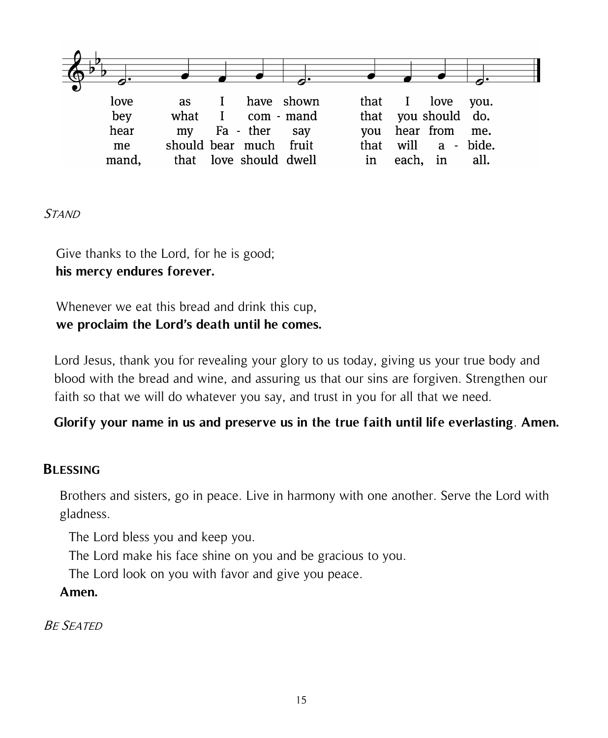love as I have shown that I love you.
bey what I com - mand that you should do.
hear my Fa - ther say you hear from me.
me should bear much fruit that will a - bide.
mand, that love should dwell in each, in all.

*STAND*

Give thanks to the Lord, for he is good;
**his mercy endures forever.**

Whenever we eat this bread and drink this cup,
**we proclaim the Lord's death until he comes.**

Lord Jesus, thank you for revealing your glory to us today, giving us your true body and blood with the bread and wine, and assuring us that our sins are forgiven. Strengthen our faith so that we will do whatever you say, and trust in you for all that we need.

**Glorify your name in us and preserve us in the true faith until life everlasting. Amen.**

## BLESSING

Brothers and sisters, go in peace. Live in harmony with one another. Serve the Lord with gladness.

The Lord bless you and keep you.
The Lord make his face shine on you and be gracious to you.
The Lord look on you with favor and give you peace.
**Amen.**

*BE SEATED*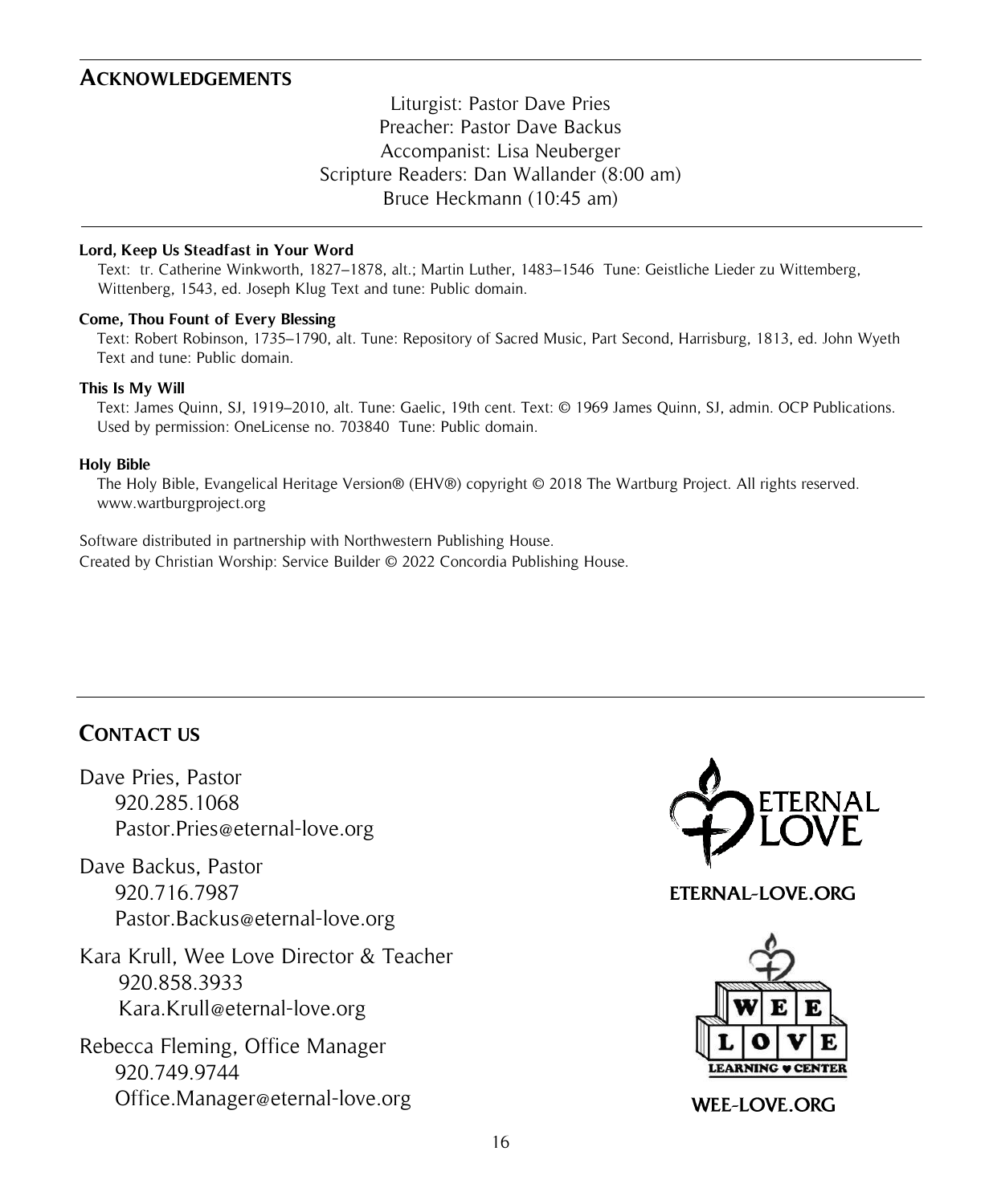## ACKNOWLEDGEMENTS

Liturgist: Pastor Dave Pries
Preacher: Pastor Dave Backus
Accompanist: Lisa Neuberger
Scripture Readers: Dan Wallander (8:00 am)
Bruce Heckmann (10:45 am)

**Lord, Keep Us Steadfast in Your Word**
Text: tr. Catherine Winkworth, 1827–1878, alt.; Martin Luther, 1483–1546 Tune: Geistliche Lieder zu Wittemberg, Wittenberg, 1543, ed. Joseph Klug Text and tune: Public domain.

**Come, Thou Fount of Every Blessing**
Text: Robert Robinson, 1735–1790, alt. Tune: Repository of Sacred Music, Part Second, Harrisburg, 1813, ed. John Wyeth Text and tune: Public domain.

**This Is My Will**
Text: James Quinn, SJ, 1919–2010, alt. Tune: Gaelic, 19th cent. Text: © 1969 James Quinn, SJ, admin. OCP Publications. Used by permission: OneLicense no. 703840 Tune: Public domain.

**Holy Bible**
The Holy Bible, Evangelical Heritage Version® (EHV®) copyright © 2018 The Wartburg Project. All rights reserved. www.wartburgproject.org

Software distributed in partnership with Northwestern Publishing House.
Created by Christian Worship: Service Builder © 2022 Concordia Publishing House.

## CONTACT US

Dave Pries, Pastor
920.285.1068
Pastor.Pries@eternal-love.org

Dave Backus, Pastor
920.716.7987
Pastor.Backus@eternal-love.org

Kara Krull, Wee Love Director & Teacher
920.858.3933
Kara.Krull@eternal-love.org

Rebecca Fleming, Office Manager
920.749.9744
Office.Manager@eternal-love.org

ETERNAL LOVE

ETERNAL-LOVE.ORG

WEE LOVE LEARNING CENTER

WEE-LOVE.ORG